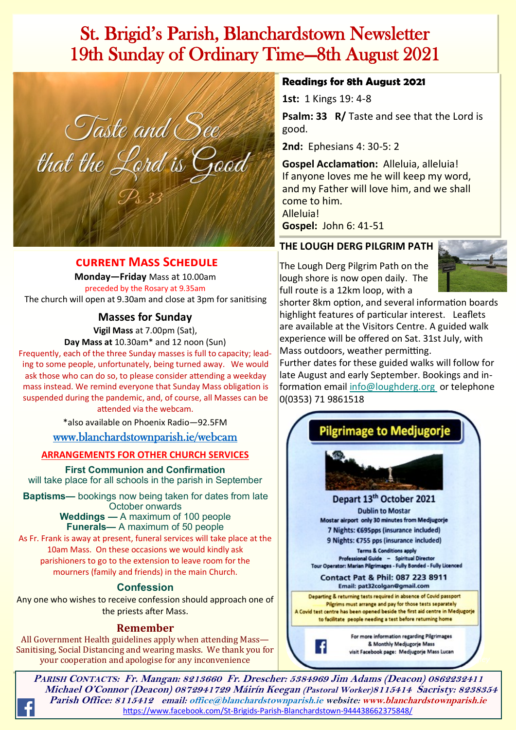# St. Brigid's Parish, Blanchardstown Newsletter
# 19th Sunday of Ordinary Time—8th August 2021

Taste and See that the Lord is Good
Ps 33

## CURRENT MASS SCHEDULE

**Monday—Friday** Mass at 10.00am
preceded by the Rosary at 9.35am
The church will open at 9.30am and close at 3pm for sanitising

### Masses for Sunday

**Vigil Mass** at 7.00pm (Sat),
**Day Mass at** 10.30am* and 12 noon (Sun)

Frequently, each of the three Sunday masses is full to capacity; leading to some people, unfortunately, being turned away. We would ask those who can do so, to please consider attending a weekday mass instead. We remind everyone that Sunday Mass obligation is suspended during the pandemic, and, of course, all Masses can be attended via the webcam.

*also available on Phoenix Radio—92.5FM

www.blanchardstownparish.ie/webcam

### ARRANGEMENTS FOR OTHER CHURCH SERVICES

**First Communion and Confirmation**
will take place for all schools in the parish in September

**Baptisms—** bookings now being taken for dates from late October onwards
**Weddings —** A maximum of 100 people
**Funerals—** A maximum of 50 people

As Fr. Frank is away at present, funeral services will take place at the 10am Mass. On these occasions we would kindly ask parishioners to go to the extension to leave room for the mourners (family and friends) in the main Church.

### Confession

Any one who wishes to receive confession should approach one of the priests after Mass.

### Remember

All Government Health guidelines apply when attending Mass—Sanitising, Social Distancing and wearing masks. We thank you for your cooperation and apologise for any inconvenience

### Readings for 8th August 2021

**1st:** 1 Kings 19: 4-8

**Psalm: 33 R/** Taste and see that the Lord is good.

**2nd:** Ephesians 4: 30-5: 2

**Gospel Acclamation:** Alleluia, alleluia!
If anyone loves me he will keep my word, and my Father will love him, and we shall come to him.
Alleluia!
**Gospel:** John 6: 41-51

### THE LOUGH DERG PILGRIM PATH

The Lough Derg Pilgrim Path on the lough shore is now open daily. The full route is a 12km loop, with a shorter 8km option, and several information boards highlight features of particular interest. Leaflets are available at the Visitors Centre. A guided walk experience will be offered on Sat. 31st July, with Mass outdoors, weather permitting.
Further dates for these guided walks will follow for late August and early September. Bookings and information email info@loughderg.org or telephone 0(0353) 71 9861518

### Pilgrimage to Medjugorje

**Depart 13th October 2021**
**Dublin to Mostar**
Mostar airport only 30 minutes from Medjugorje
7 Nights: €695pps (insurance included)
9 Nights: €755 pps (insurance included)
Terms & Conditions apply
Professional Guide – Spiritual Director
Tour Operator: Marian Pilgrimages - Fully Bonded - Fully Licenced

**Contact Pat & Phil: 087 223 8911**
Email: pat32colgan@gmail.com

Departing & returning tests required in absence of Covid passport
Pilgrims must arrange and pay for those tests separately
A Covid test centre has been opened beside the first aid centre in Medjugorje to facilitate people needing a test before returning home

For more information regarding Pilgrimages & Monthly Medjugorje Mass visit Facebook page: Medjugorje Mass Lucan

---

***Parish Contacts:** Fr. Mangan: 8213660 Fr. Drescher: 5384969 Jim Adams (Deacon) 0862232411 Michael O'Connor (Deacon) 0872941729 Máirín Keegan (Pastoral Worker) 8115414 Sacristy: 8238354 Parish Office: 8115412 email: office@blanchardstownparish.ie website: www.blanchardstownparish.ie*

https://www.facebook.com/St-Brigids-Parish-Blanchardstown-944438662375848/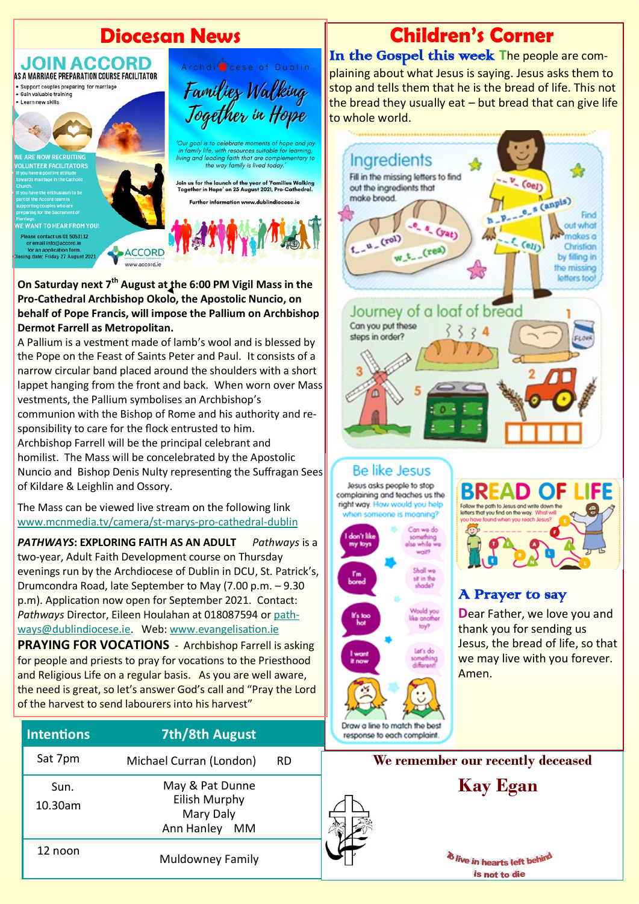# Diocesan News

JOIN ACCORD
AS A MARRIAGE PREPARATION COURSE FACILITATOR
- Support couples preparing for marriage
- Gain valuable training
- Learn new skills

WE ARE NOW RECRUITING VOLUNTEER FACILITATORS
If you have a positive attitude towards marriage in the Catholic Church.
If you have the enthusiasm to be part of the Accord team in supporting couples who are preparing for the Sacrament of Marriage.
WE WANT TO HEAR FROM YOU!
Please contact us 01 5053112 or email info@accord.ie for an application form.
Closing date: Friday 27 August 2021

ACCORD
www.accord.ie

Archdiocese of Dublin

Families Walking Together in Hope

'Our goal is to celebrate moments of hope and joy in family life, with resources suitable for learning, living and leading faith that are complementary to the way family is lived today.'

Join us for the launch of the year of 'Families Walking Together in Hope' on 25 August 2021, Pro-Cathedral.

Further information www.dublindiocese.ie

**On Saturday next 7th August at the 6:00 PM Vigil Mass in the Pro-Cathedral Archbishop Okolo, the Apostolic Nuncio, on behalf of Pope Francis, will impose the Pallium on Archbishop Dermot Farrell as Metropolitan.**

A Pallium is a vestment made of lamb's wool and is blessed by the Pope on the Feast of Saints Peter and Paul. It consists of a narrow circular band placed around the shoulders with a short lappet hanging from the front and back. When worn over Mass vestments, the Pallium symbolises an Archbishop's communion with the Bishop of Rome and his authority and responsibility to care for the flock entrusted to him. Archbishop Farrell will be the principal celebrant and homilist. The Mass will be concelebrated by the Apostolic Nuncio and Bishop Denis Nulty representing the Suffragan Sees of Kildare & Leighlin and Ossory.

The Mass can be viewed live stream on the following link www.mcnmedia.tv/camera/st-marys-pro-cathedral-dublin

***PATHWAYS*: EXPLORING FAITH AS AN ADULT** *Pathways* is a two-year, Adult Faith Development course on Thursday evenings run by the Archdiocese of Dublin in DCU, St. Patrick's, Drumcondra Road, late September to May (7.00 p.m. – 9.30 p.m). Application now open for September 2021. Contact: *Pathways* Director, Eileen Houlahan at 018087594 or pathways@dublindiocese.ie. Web: www.evangelisation.ie

**PRAYING FOR VOCATIONS** - Archbishop Farrell is asking for people and priests to pray for vocations to the Priesthood and Religious Life on a regular basis. As you are well aware, the need is great, so let's answer God's call and "Pray the Lord of the harvest to send labourers into his harvest"

| Intentions | 7th/8th August | |
|---|---|---|
| Sat 7pm | Michael Curran (London) | RD |
| Sun. 10.30am | May & Pat Dunne<br>Eilish Murphy<br>Mary Daly<br>Ann Hanley | MM |
| 12 noon | Muldowney Family | |

# Children's Corner

**In the Gospel this week** The people are complaining about what Jesus is saying. Jesus asks them to stop and tells them that he is the bread of life. This not the bread they usually eat – but bread that can give life to whole world.

**Ingredients**
Fill in the missing letters to find out the ingredients that make bread.
f _ u _ (rol)
_ e _ s (yat)
w_t_ _ (rea)
_ _ v _ (oel)
h _ p _ _ e _ s (anpis)
_ _ f _ (eil)
Find out what makes a Christian by filling in the missing letters too!

**Journey of a loaf of bread**
Can you put these steps in order?
1 2 3 4 5

**Be like Jesus**
Jesus asks people to stop complaining and teaches us the right way. How would you help when someone is moaning?

- I don't like my toys — Can we do something else while we wait?
- I'm bored — Shall we sit in the shade?
- It's too hot — Would you like another toy?
- I want it now — Let's do something different!

Draw a line to match the best response to each complaint.

**BREAD OF LIFE**
Follow the path to Jesus and write down the letters that you find on the way. What will you have found when you reach Jesus?

## A Prayer to say

Dear Father, we love you and thank you for sending us Jesus, the bread of life, so that we may live with you forever. Amen.

**We remember our recently deceased**

**Kay Egan**

To live in hearts left behind is not to die